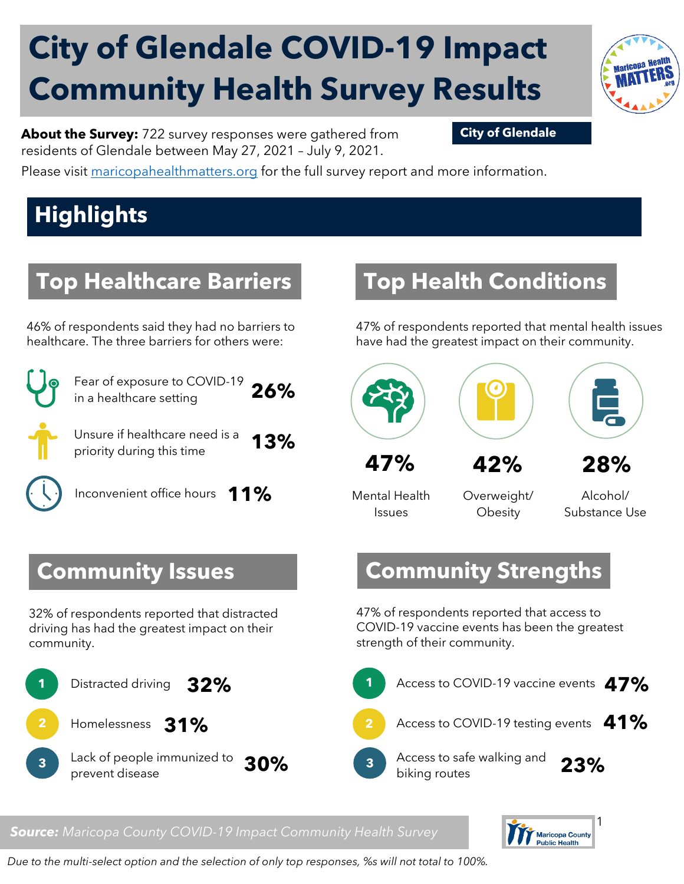# City of Glendale COVID-19 Impact Community Health Survey Results

**About the Survey:** 722 survey responses were gathered from residents of Glendale between May 27, 2021 – July 9, 2021.

**City of Glendale**

Please visit maricopahealthmatters.org for the full survey report and more information.

## Highlights

### Top Healthcare Barriers

46% of respondents said they had no barriers to healthcare. The three barriers for others were:

- Fear of exposure to COVID-19 in a healthcare setting **26%**
- Unsure if healthcare need is a priority during this time **13%**
- Inconvenient office hours **11%**

### Top Health Conditions

47% of respondents reported that mental health issues have had the greatest impact on their community.

- **47%** Mental Health Issues
- **42%** Overweight/ Obesity
- **28%** Alcohol/ Substance Use

### Community Issues

32% of respondents reported that distracted driving has had the greatest impact on their community.

1. Distracted driving **32%**
2. Homelessness **31%**
3. Lack of people immunized to prevent disease **30%**

### Community Strengths

47% of respondents reported that access to COVID-19 vaccine events has been the greatest strength of their community.

1. Access to COVID-19 vaccine events **47%**
2. Access to COVID-19 testing events **41%**
3. Access to safe walking and biking routes **23%**

**Source:** *Maricopa County COVID-19 Impact Community Health Survey*

*Due to the multi-select option and the selection of only top responses, %s will not total to 100%.*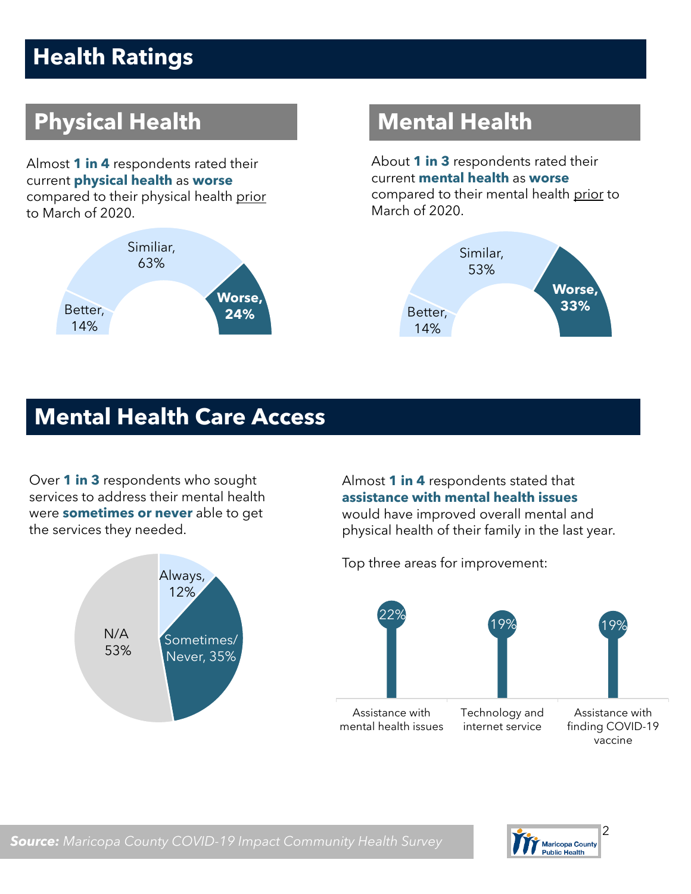# Health Ratings

## Physical Health

Almost **1 in 4** respondents rated their current **physical health** as **worse** compared to their physical health prior to March of 2020.

Similiar, 63%

Better, 14%

**Worse, 24%**

## Mental Health

About **1 in 3** respondents rated their current **mental health** as **worse** compared to their mental health prior to March of 2020.

Similar, 53%

Better, 14%

**Worse, 33%**

# Mental Health Care Access

Over **1 in 3** respondents who sought services to address their mental health were **sometimes or never** able to get the services they needed.

Always, 12%

Sometimes/ Never, 35%

N/A 53%

Almost **1 in 4** respondents stated that **assistance with mental health issues** would have improved overall mental and physical health of their family in the last year.

Top three areas for improvement:

| Area | Percent |
| --- | --- |
| Assistance with mental health issues | 22% |
| Technology and internet service | 19% |
| Assistance with finding COVID-19 vaccine | 19% |

***Source:*** *Maricopa County COVID-19 Impact Community Health Survey*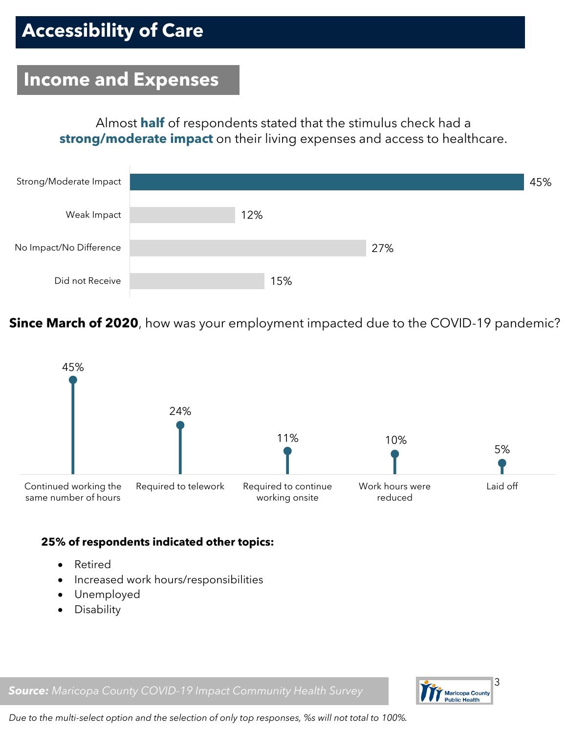# Accessibility of Care

## Income and Expenses

Almost **half** of respondents stated that the stimulus check had a **strong/moderate impact** on their living expenses and access to healthcare.

| Response | Percent |
| --- | --- |
| Strong/Moderate Impact | 45% |
| Weak Impact | 12% |
| No Impact/No Difference | 27% |
| Did not Receive | 15% |

**Since March of 2020**, how was your employment impacted due to the COVID-19 pandemic?

| Response | Percent |
| --- | --- |
| Continued working the same number of hours | 45% |
| Required to telework | 24% |
| Required to continue working onsite | 11% |
| Work hours were reduced | 10% |
| Laid off | 5% |

**25% of respondents indicated other topics:**

- Retired
- Increased work hours/responsibilities
- Unemployed
- Disability

***Source:*** *Maricopa County COVID-19 Impact Community Health Survey*

*Due to the multi-select option and the selection of only top responses, %s will not total to 100%.*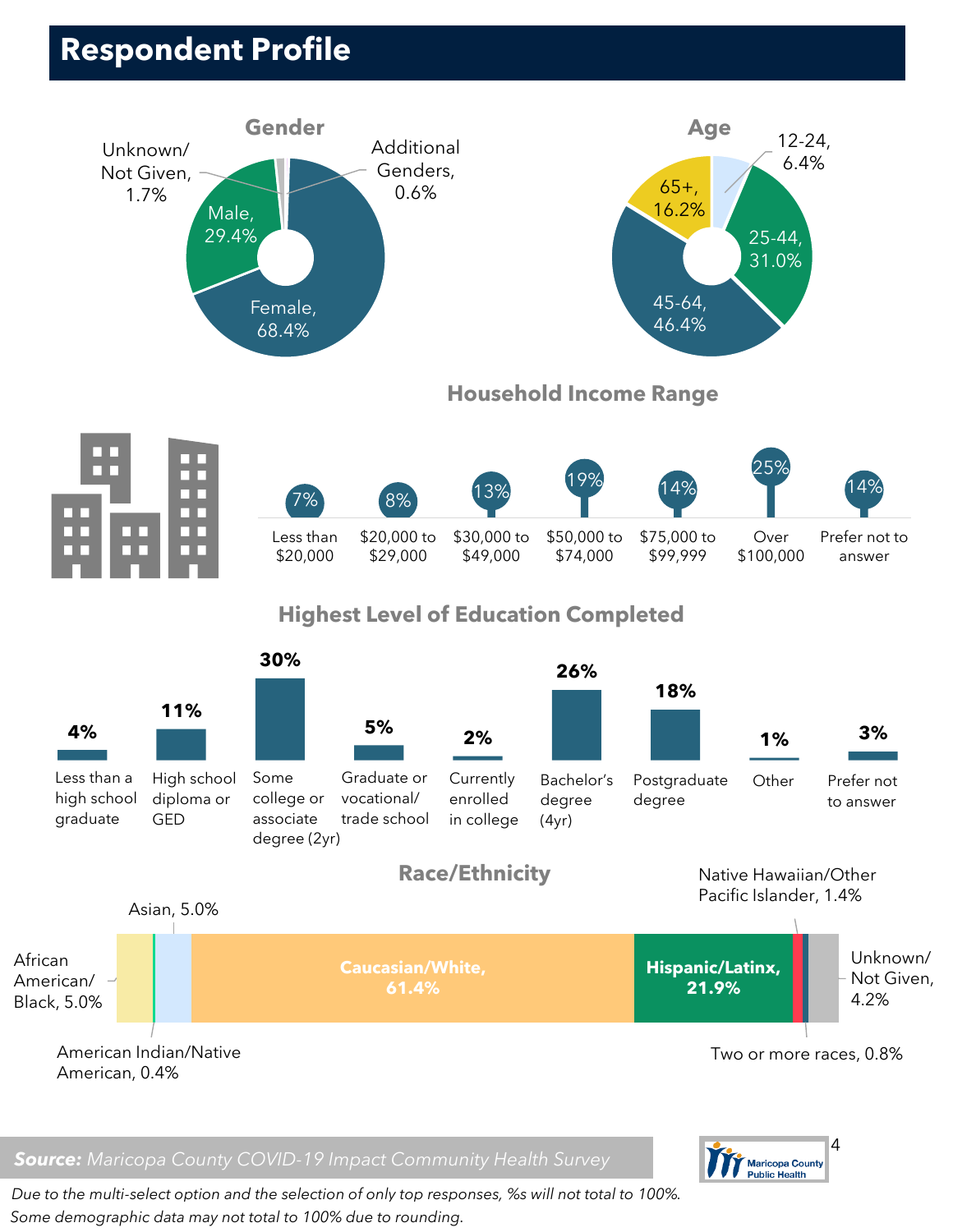# Respondent Profile

## Gender

Unknown/ Not Given, 1.7%
Additional Genders, 0.6%
Male, 29.4%
Female, 68.4%

## Age

12-24, 6.4%
65+, 16.2%
25-44, 31.0%
45-64, 46.4%

## Household Income Range

7% Less than $20,000
8% $20,000 to $29,000
13% $30,000 to $49,000
19% $50,000 to $74,000
14% $75,000 to $99,999
25% Over $100,000
14% Prefer not to answer

## Highest Level of Education Completed

4% Less than a high school graduate
11% High school diploma or GED
30% Some college or associate degree (2yr)
5% Graduate or vocational/ trade school
2% Currently enrolled in college
26% Bachelor's degree (4yr)
18% Postgraduate degree
1% Other
3% Prefer not to answer

## Race/Ethnicity

African American/ Black, 5.0%
American Indian/Native American, 0.4%
Asian, 5.0%
Caucasian/White, 61.4%
Hispanic/Latinx, 21.9%
Native Hawaiian/Other Pacific Islander, 1.4%
Two or more races, 0.8%
Unknown/ Not Given, 4.2%

***Source:*** *Maricopa County COVID-19 Impact Community Health Survey*

Maricopa County Public Health

*Due to the multi-select option and the selection of only top responses, %s will not total to 100%.*
*Some demographic data may not total to 100% due to rounding.*